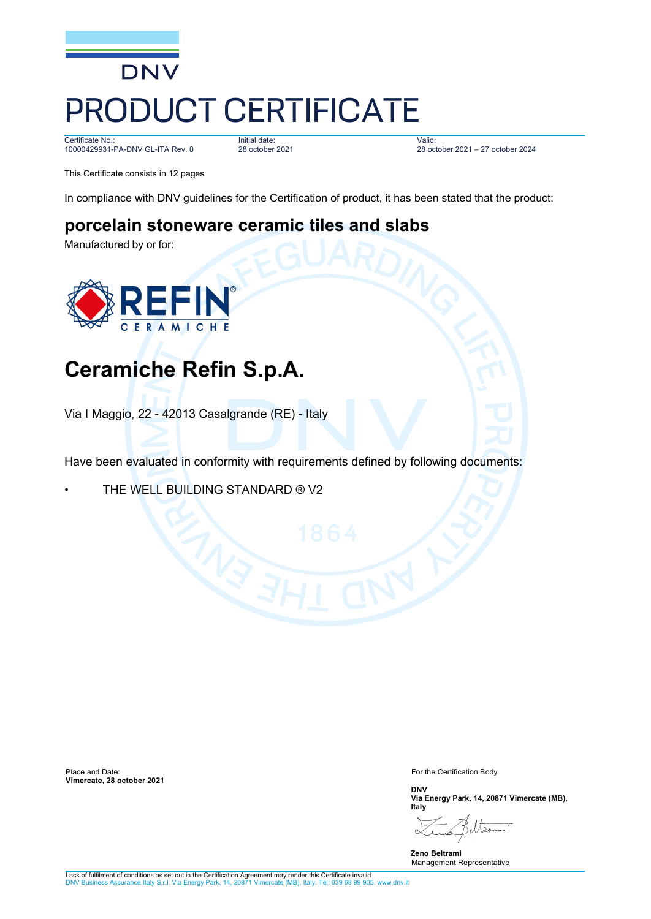DNV

# PRODUCT CERTIFICATE

| Certificate No.: | Initial date: | Valid: |
|---|---|---|
| 10000429931-PA-DNV GL-ITA Rev. 0 | 28 october 2021 | 28 october 2021 – 27 october 2024 |

This Certificate consists in 12 pages

In compliance with DNV guidelines for the Certification of product, it has been stated that the product:

## porcelain stoneware ceramic tiles and slabs

Manufactured by or for:

REFIN® CERAMICHE

## Ceramiche Refin S.p.A.

Via I Maggio, 22 - 42013 Casalgrande (RE) - Italy

Have been evaluated in conformity with requirements defined by following documents:

- THE WELL BUILDING STANDARD ® V2

Place and Date:
**Vimercate, 28 october 2021**

For the Certification Body

**DNV**
**Via Energy Park, 14, 20871 Vimercate (MB), Italy**

**Zeno Beltrami**
Management Representative

Lack of fulfilment of conditions as set out in the Certification Agreement may render this Certificate invalid.
DNV Business Assurance Italy S.r.l. Via Energy Park, 14, 20871 Vimercate (MB), Italy. Tel: 039 68 99 905. www.dnv.it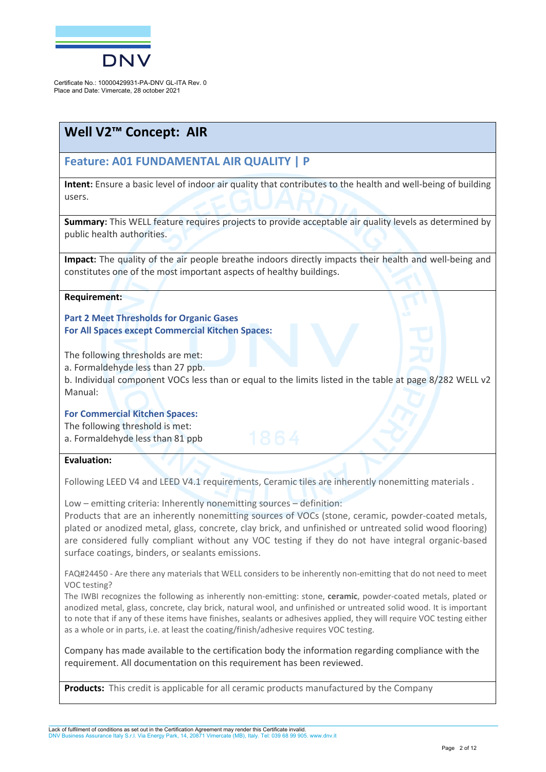Certificate No.: 10000429931-PA-DNV GL-ITA Rev. 0
Place and Date: Vimercate, 28 october 2021

# Well V2™ Concept: AIR

## Feature: A01 FUNDAMENTAL AIR QUALITY | P

**Intent:** Ensure a basic level of indoor air quality that contributes to the health and well-being of building users.

**Summary:** This WELL feature requires projects to provide acceptable air quality levels as determined by public health authorities.

**Impact:** The quality of the air people breathe indoors directly impacts their health and well-being and constitutes one of the most important aspects of healthy buildings.

**Requirement:**

**Part 2 Meet Thresholds for Organic Gases**
**For All Spaces except Commercial Kitchen Spaces:**

The following thresholds are met:
a. Formaldehyde less than 27 ppb.
b. Individual component VOCs less than or equal to the limits listed in the table at page 8/282 WELL v2 Manual:

**For Commercial Kitchen Spaces:**
The following threshold is met:
a. Formaldehyde less than 81 ppb

**Evaluation:**

Following LEED V4 and LEED V4.1 requirements, Ceramic tiles are inherently nonemitting materials .

Low – emitting criteria: Inherently nonemitting sources – definition:
Products that are an inherently nonemitting sources of VOCs (stone, ceramic, powder-coated metals, plated or anodized metal, glass, concrete, clay brick, and unfinished or untreated solid wood flooring) are considered fully compliant without any VOC testing if they do not have integral organic-based surface coatings, binders, or sealants emissions.

FAQ#24450 - Are there any materials that WELL considers to be inherently non-emitting that do not need to meet VOC testing?
The IWBI recognizes the following as inherently non-emitting: stone, **ceramic**, powder-coated metals, plated or anodized metal, glass, concrete, clay brick, natural wool, and unfinished or untreated solid wood. It is important to note that if any of these items have finishes, sealants or adhesives applied, they will require VOC testing either as a whole or in parts, i.e. at least the coating/finish/adhesive requires VOC testing.

Company has made available to the certification body the information regarding compliance with the requirement. All documentation on this requirement has been reviewed.

**Products:** This credit is applicable for all ceramic products manufactured by the Company

Lack of fulfilment of conditions as set out in the Certification Agreement may render this Certificate invalid.
DNV Business Assurance Italy S.r.l. Via Energy Park, 14, 20871 Vimercate (MB), Italy. Tel: 039 68 99 905. www.dnv.it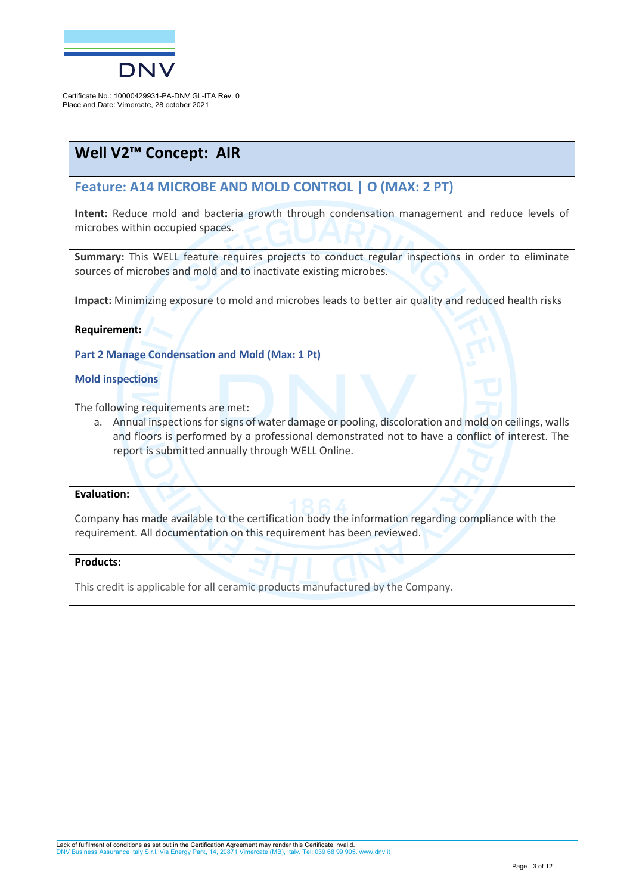Certificate No.: 10000429931-PA-DNV GL-ITA Rev. 0
Place and Date: Vimercate, 28 october 2021

## Well V2™ Concept: AIR

### Feature: A14 MICROBE AND MOLD CONTROL | O (MAX: 2 PT)

**Intent:** Reduce mold and bacteria growth through condensation management and reduce levels of microbes within occupied spaces.

**Summary:** This WELL feature requires projects to conduct regular inspections in order to eliminate sources of microbes and mold and to inactivate existing microbes.

**Impact:** Minimizing exposure to mold and microbes leads to better air quality and reduced health risks

**Requirement:**

**Part 2 Manage Condensation and Mold (Max: 1 Pt)**

**Mold inspections**

The following requirements are met:

a. Annual inspections for signs of water damage or pooling, discoloration and mold on ceilings, walls and floors is performed by a professional demonstrated not to have a conflict of interest. The report is submitted annually through WELL Online.

**Evaluation:**

Company has made available to the certification body the information regarding compliance with the requirement. All documentation on this requirement has been reviewed.

**Products:**

This credit is applicable for all ceramic products manufactured by the Company.

Lack of fulfilment of conditions as set out in the Certification Agreement may render this Certificate invalid.
DNV Business Assurance Italy S.r.l. Via Energy Park, 14, 20871 Vimercate (MB), Italy. Tel: 039 68 99 905. www.dnv.it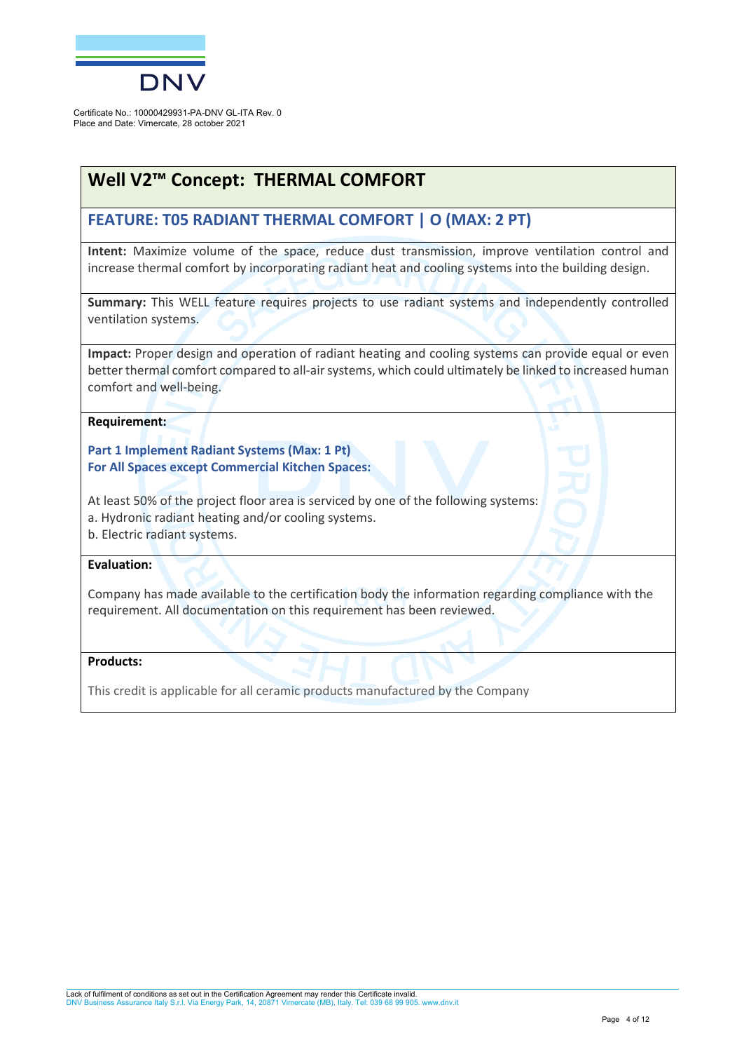Certificate No.: 10000429931-PA-DNV GL-ITA Rev. 0
Place and Date: Vimercate, 28 october 2021

# Well V2™ Concept: THERMAL COMFORT

## FEATURE: T05 RADIANT THERMAL COMFORT | O (MAX: 2 PT)

**Intent:** Maximize volume of the space, reduce dust transmission, improve ventilation control and increase thermal comfort by incorporating radiant heat and cooling systems into the building design.

**Summary:** This WELL feature requires projects to use radiant systems and independently controlled ventilation systems.

**Impact:** Proper design and operation of radiant heating and cooling systems can provide equal or even better thermal comfort compared to all-air systems, which could ultimately be linked to increased human comfort and well-being.

**Requirement:**

**Part 1 Implement Radiant Systems (Max: 1 Pt)**
**For All Spaces except Commercial Kitchen Spaces:**

At least 50% of the project floor area is serviced by one of the following systems:
a. Hydronic radiant heating and/or cooling systems.
b. Electric radiant systems.

**Evaluation:**

Company has made available to the certification body the information regarding compliance with the requirement. All documentation on this requirement has been reviewed.

**Products:**

This credit is applicable for all ceramic products manufactured by the Company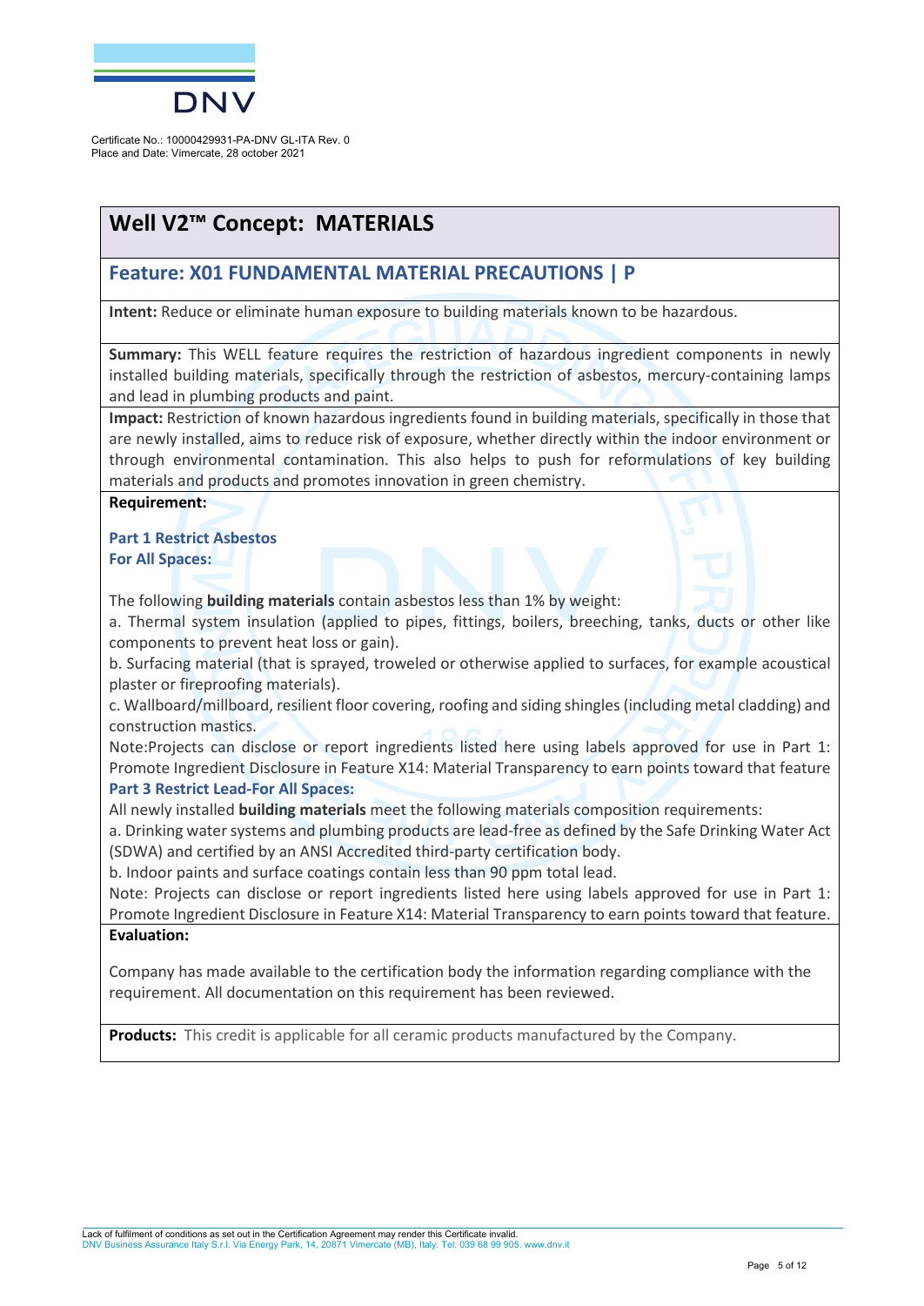Certificate No.: 10000429931-PA-DNV GL-ITA Rev. 0
Place and Date: Vimercate, 28 october 2021

# Well V2™ Concept: MATERIALS

## Feature: X01 FUNDAMENTAL MATERIAL PRECAUTIONS | P

**Intent:** Reduce or eliminate human exposure to building materials known to be hazardous.

**Summary:** This WELL feature requires the restriction of hazardous ingredient components in newly installed building materials, specifically through the restriction of asbestos, mercury-containing lamps and lead in plumbing products and paint.

**Impact:** Restriction of known hazardous ingredients found in building materials, specifically in those that are newly installed, aims to reduce risk of exposure, whether directly within the indoor environment or through environmental contamination. This also helps to push for reformulations of key building materials and products and promotes innovation in green chemistry.

**Requirement:**

**Part 1 Restrict Asbestos**
**For All Spaces:**

The following **building materials** contain asbestos less than 1% by weight:

a. Thermal system insulation (applied to pipes, fittings, boilers, breeching, tanks, ducts or other like components to prevent heat loss or gain).

b. Surfacing material (that is sprayed, troweled or otherwise applied to surfaces, for example acoustical plaster or fireproofing materials).

c. Wallboard/millboard, resilient floor covering, roofing and siding shingles (including metal cladding) and construction mastics.

Note:Projects can disclose or report ingredients listed here using labels approved for use in Part 1: Promote Ingredient Disclosure in Feature X14: Material Transparency to earn points toward that feature

**Part 3 Restrict Lead-For All Spaces:**

All newly installed **building materials** meet the following materials composition requirements:

a. Drinking water systems and plumbing products are lead-free as defined by the Safe Drinking Water Act (SDWA) and certified by an ANSI Accredited third-party certification body.

b. Indoor paints and surface coatings contain less than 90 ppm total lead.

Note: Projects can disclose or report ingredients listed here using labels approved for use in Part 1: Promote Ingredient Disclosure in Feature X14: Material Transparency to earn points toward that feature.

**Evaluation:**

Company has made available to the certification body the information regarding compliance with the requirement. All documentation on this requirement has been reviewed.

**Products:** This credit is applicable for all ceramic products manufactured by the Company.

Lack of fulfilment of conditions as set out in the Certification Agreement may render this Certificate invalid.
DNV Business Assurance Italy S.r.l. Via Energy Park, 14, 20871 Vimercate (MB), Italy. Tel: 039 68 99 905. www.dnv.it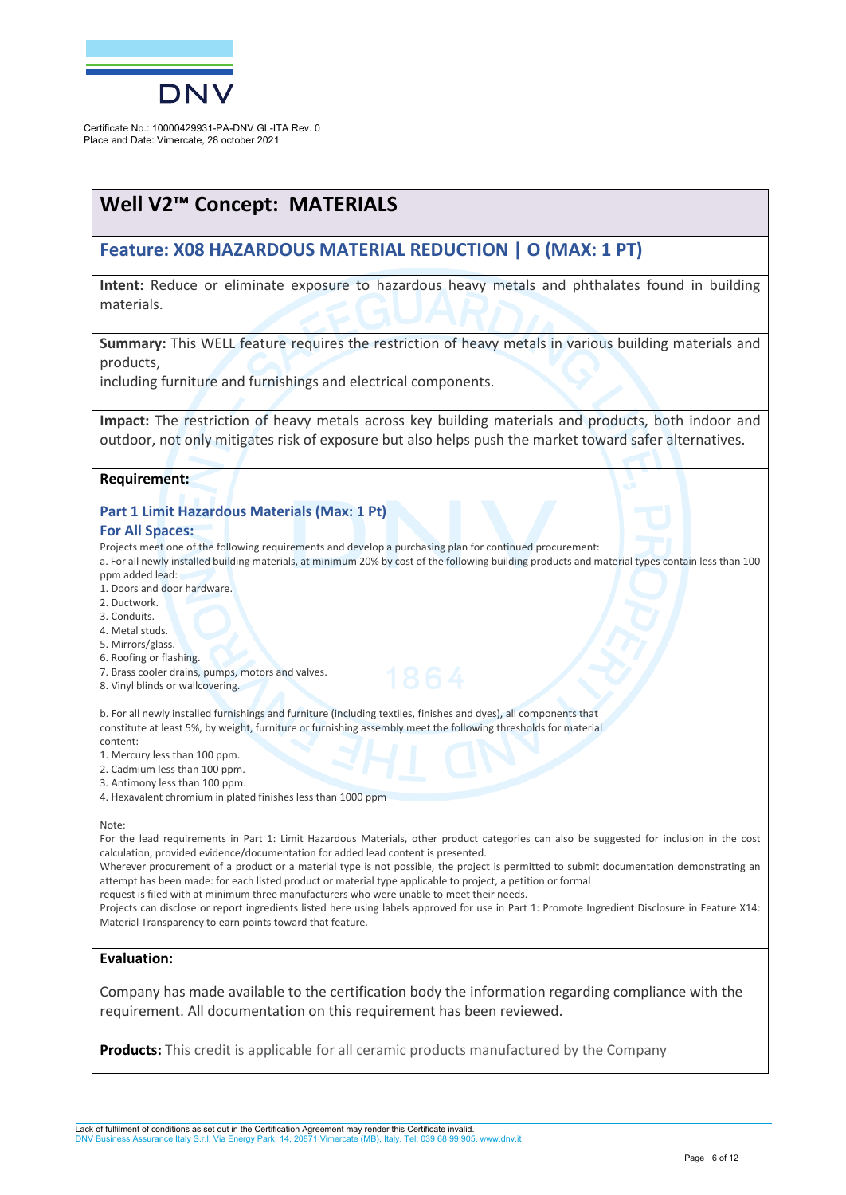Certificate No.: 10000429931-PA-DNV GL-ITA Rev. 0
Place and Date: Vimercate, 28 october 2021

# Well V2™ Concept: MATERIALS

## Feature: X08 HAZARDOUS MATERIAL REDUCTION | O (MAX: 1 PT)

**Intent:** Reduce or eliminate exposure to hazardous heavy metals and phthalates found in building materials.

**Summary:** This WELL feature requires the restriction of heavy metals in various building materials and products,
including furniture and furnishings and electrical components.

**Impact:** The restriction of heavy metals across key building materials and products, both indoor and outdoor, not only mitigates risk of exposure but also helps push the market toward safer alternatives.

**Requirement:**

### Part 1 Limit Hazardous Materials (Max: 1 Pt)

### For All Spaces:

Projects meet one of the following requirements and develop a purchasing plan for continued procurement:

a. For all newly installed building materials, at minimum 20% by cost of the following building products and material types contain less than 100 ppm added lead:

1. Doors and door hardware.
2. Ductwork.
3. Conduits.
4. Metal studs.
5. Mirrors/glass.
6. Roofing or flashing.
7. Brass cooler drains, pumps, motors and valves.
8. Vinyl blinds or wallcovering.

b. For all newly installed furnishings and furniture (including textiles, finishes and dyes), all components that constitute at least 5%, by weight, furniture or furnishing assembly meet the following thresholds for material content:

1. Mercury less than 100 ppm.
2. Cadmium less than 100 ppm.
3. Antimony less than 100 ppm.
4. Hexavalent chromium in plated finishes less than 1000 ppm

Note:

For the lead requirements in Part 1: Limit Hazardous Materials, other product categories can also be suggested for inclusion in the cost calculation, provided evidence/documentation for added lead content is presented.

Wherever procurement of a product or a material type is not possible, the project is permitted to submit documentation demonstrating an attempt has been made: for each listed product or material type applicable to project, a petition or formal request is filed with at minimum three manufacturers who were unable to meet their needs.

Projects can disclose or report ingredients listed here using labels approved for use in Part 1: Promote Ingredient Disclosure in Feature X14: Material Transparency to earn points toward that feature.

**Evaluation:**

Company has made available to the certification body the information regarding compliance with the requirement. All documentation on this requirement has been reviewed.

**Products:** This credit is applicable for all ceramic products manufactured by the Company

Lack of fulfillment of conditions as set out in the Certification Agreement may render this Certificate invalid.
DNV Business Assurance Italy S.r.l. Via Energy Park, 14, 20871 Vimercate (MB), Italy. Tel: 039 68 99 905. www.dnv.it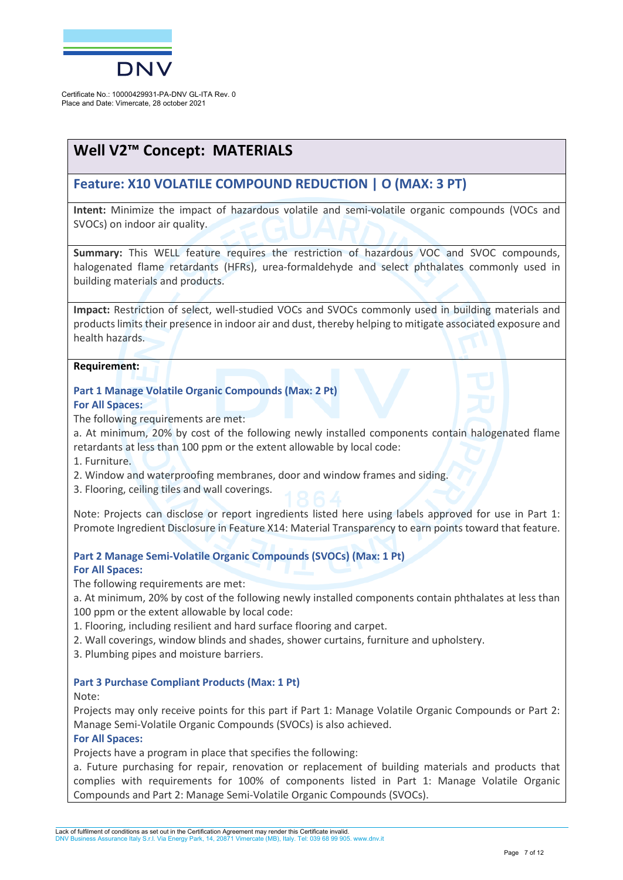Certificate No.: 10000429931-PA-DNV GL-ITA Rev. 0
Place and Date: Vimercate, 28 october 2021

## Well V2™ Concept: MATERIALS

### Feature: X10 VOLATILE COMPOUND REDUCTION | O (MAX: 3 PT)

**Intent:** Minimize the impact of hazardous volatile and semi-volatile organic compounds (VOCs and SVOCs) on indoor air quality.

**Summary:** This WELL feature requires the restriction of hazardous VOC and SVOC compounds, halogenated flame retardants (HFRs), urea-formaldehyde and select phthalates commonly used in building materials and products.

**Impact:** Restriction of select, well-studied VOCs and SVOCs commonly used in building materials and products limits their presence in indoor air and dust, thereby helping to mitigate associated exposure and health hazards.

**Requirement:**

**Part 1 Manage Volatile Organic Compounds (Max: 2 Pt)**
**For All Spaces:**

The following requirements are met:

a. At minimum, 20% by cost of the following newly installed components contain halogenated flame retardants at less than 100 ppm or the extent allowable by local code:

1. Furniture.
2. Window and waterproofing membranes, door and window frames and siding.
3. Flooring, ceiling tiles and wall coverings.

Note: Projects can disclose or report ingredients listed here using labels approved for use in Part 1: Promote Ingredient Disclosure in Feature X14: Material Transparency to earn points toward that feature.

**Part 2 Manage Semi-Volatile Organic Compounds (SVOCs) (Max: 1 Pt)**
**For All Spaces:**

The following requirements are met:

a. At minimum, 20% by cost of the following newly installed components contain phthalates at less than 100 ppm or the extent allowable by local code:

1. Flooring, including resilient and hard surface flooring and carpet.
2. Wall coverings, window blinds and shades, shower curtains, furniture and upholstery.
3. Plumbing pipes and moisture barriers.

**Part 3 Purchase Compliant Products (Max: 1 Pt)**

Note:

Projects may only receive points for this part if Part 1: Manage Volatile Organic Compounds or Part 2: Manage Semi-Volatile Organic Compounds (SVOCs) is also achieved.

**For All Spaces:**

Projects have a program in place that specifies the following:

a. Future purchasing for repair, renovation or replacement of building materials and products that complies with requirements for 100% of components listed in Part 1: Manage Volatile Organic Compounds and Part 2: Manage Semi-Volatile Organic Compounds (SVOCs).

Lack of fulfilment of conditions as set out in the Certification Agreement may render this Certificate invalid.
DNV Business Assurance Italy S.r.l. Via Energy Park, 14, 20871 Vimercate (MB), Italy. Tel: 039 68 99 905. www.dnv.it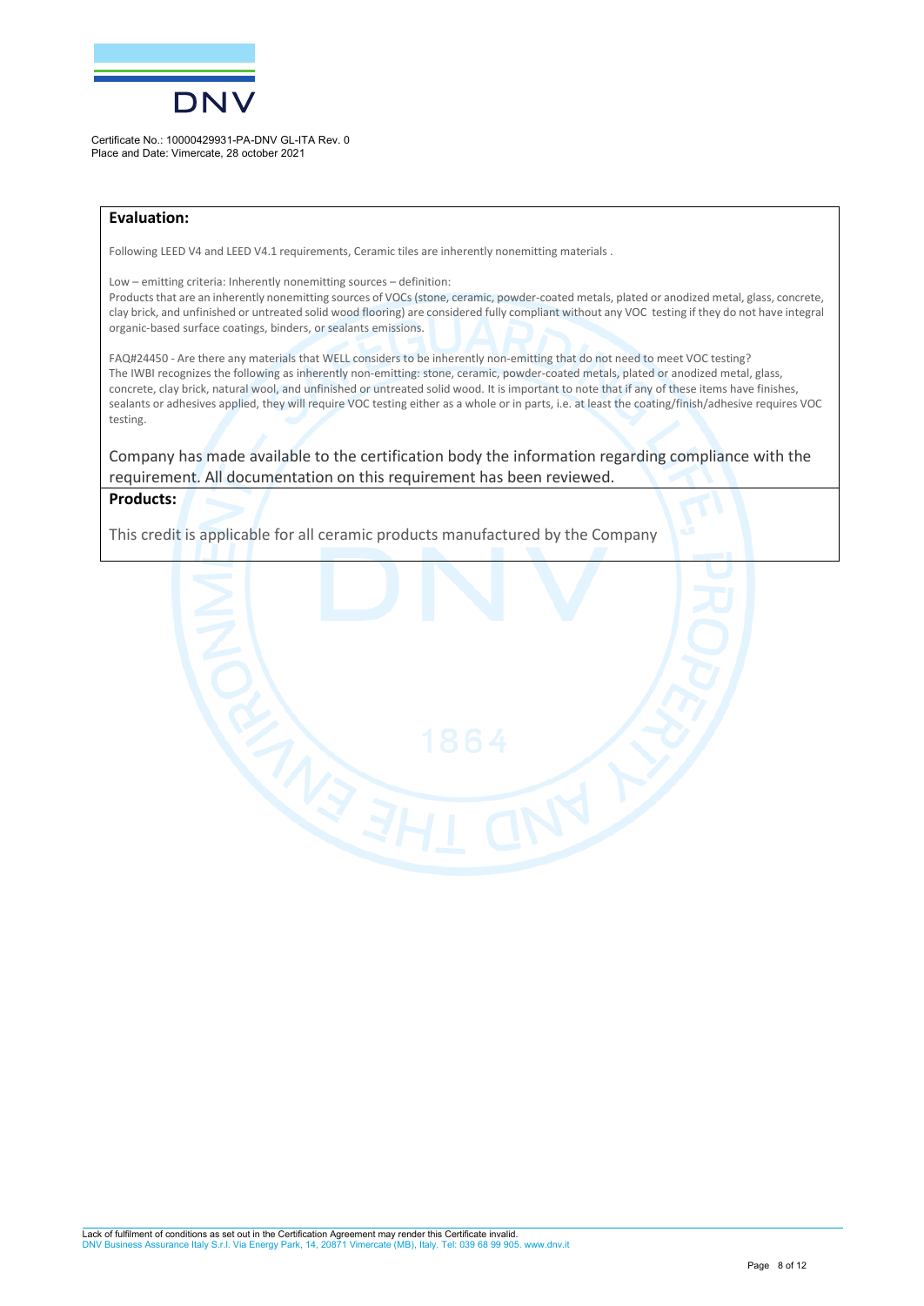Certificate No.: 10000429931-PA-DNV GL-ITA Rev. 0
Place and Date: Vimercate, 28 october 2021

**Evaluation:**

Following LEED V4 and LEED V4.1 requirements, Ceramic tiles are inherently nonemitting materials .

Low – emitting criteria: Inherently nonemitting sources – definition:
Products that are an inherently nonemitting sources of VOCs (stone, ceramic, powder-coated metals, plated or anodized metal, glass, concrete, clay brick, and unfinished or untreated solid wood flooring) are considered fully compliant without any VOC testing if they do not have integral organic-based surface coatings, binders, or sealants emissions.

FAQ#24450 - Are there any materials that WELL considers to be inherently non-emitting that do not need to meet VOC testing?
The IWBI recognizes the following as inherently non-emitting: stone, ceramic, powder-coated metals, plated or anodized metal, glass, concrete, clay brick, natural wool, and unfinished or untreated solid wood. It is important to note that if any of these items have finishes, sealants or adhesives applied, they will require VOC testing either as a whole or in parts, i.e. at least the coating/finish/adhesive requires VOC testing.

Company has made available to the certification body the information regarding compliance with the requirement. All documentation on this requirement has been reviewed.

**Products:**

This credit is applicable for all ceramic products manufactured by the Company

Lack of fulfilment of conditions as set out in the Certification Agreement may render this Certificate invalid.
DNV Business Assurance Italy S.r.l. Via Energy Park, 14, 20871 Vimercate (MB), Italy. Tel: 039 68 99 905. www.dnv.it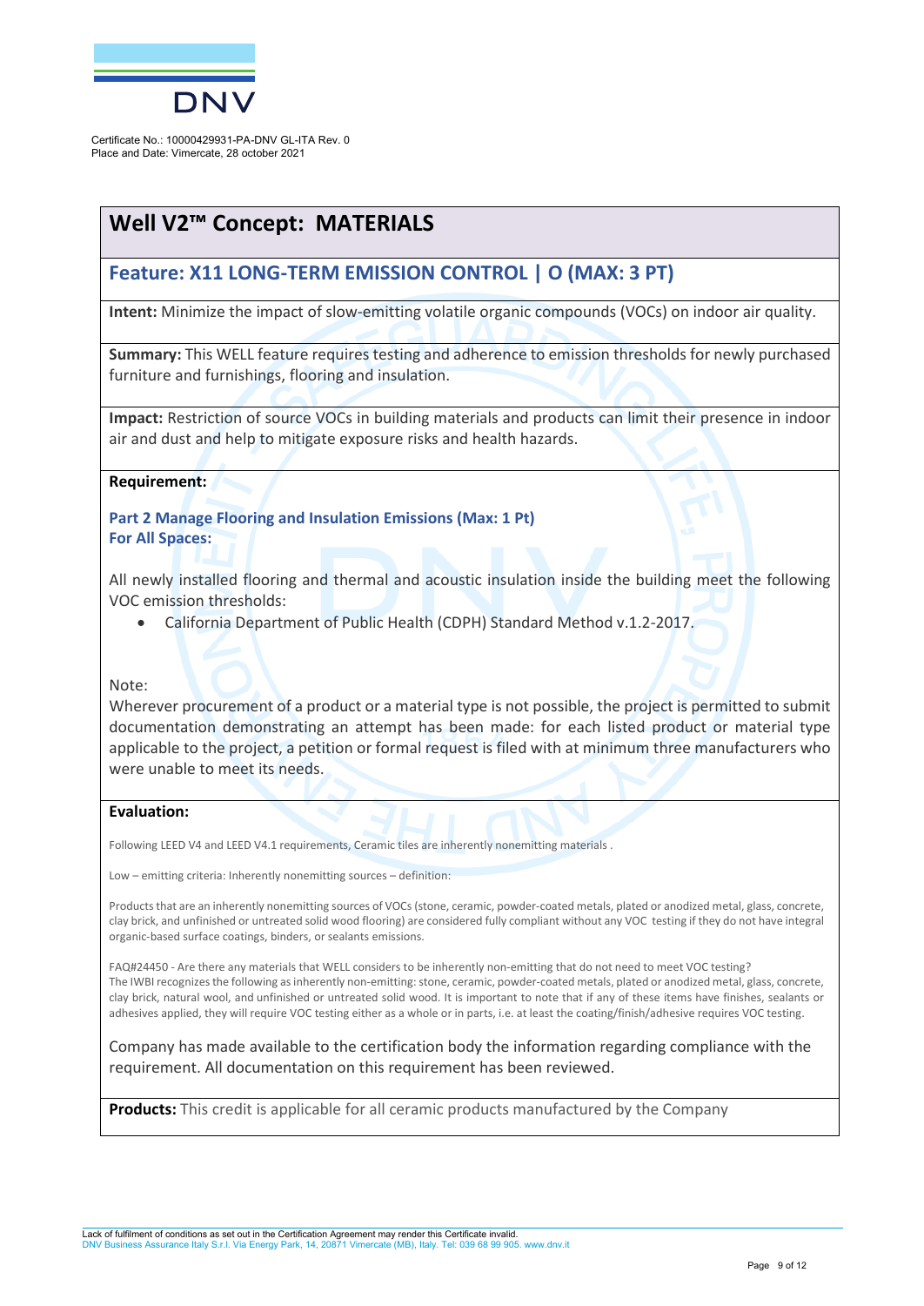Certificate No.: 10000429931-PA-DNV GL-ITA Rev. 0
Place and Date: Vimercate, 28 october 2021

# Well V2™ Concept: MATERIALS

## Feature: X11 LONG-TERM EMISSION CONTROL | O (MAX: 3 PT)

**Intent:** Minimize the impact of slow-emitting volatile organic compounds (VOCs) on indoor air quality.

**Summary:** This WELL feature requires testing and adherence to emission thresholds for newly purchased furniture and furnishings, flooring and insulation.

**Impact:** Restriction of source VOCs in building materials and products can limit their presence in indoor air and dust and help to mitigate exposure risks and health hazards.

**Requirement:**

**Part 2 Manage Flooring and Insulation Emissions (Max: 1 Pt)**
**For All Spaces:**

All newly installed flooring and thermal and acoustic insulation inside the building meet the following VOC emission thresholds:

- California Department of Public Health (CDPH) Standard Method v.1.2-2017.

Note:
Wherever procurement of a product or a material type is not possible, the project is permitted to submit documentation demonstrating an attempt has been made: for each listed product or material type applicable to the project, a petition or formal request is filed with at minimum three manufacturers who were unable to meet its needs.

**Evaluation:**

Following LEED V4 and LEED V4.1 requirements, Ceramic tiles are inherently nonemitting materials .

Low – emitting criteria: Inherently nonemitting sources – definition:

Products that are an inherently nonemitting sources of VOCs (stone, ceramic, powder-coated metals, plated or anodized metal, glass, concrete, clay brick, and unfinished or untreated solid wood flooring) are considered fully compliant without any VOC testing if they do not have integral organic-based surface coatings, binders, or sealants emissions.

FAQ#24450 - Are there any materials that WELL considers to be inherently non-emitting that do not need to meet VOC testing?
The IWBI recognizes the following as inherently non-emitting: stone, ceramic, powder-coated metals, plated or anodized metal, glass, concrete, clay brick, natural wool, and unfinished or untreated solid wood. It is important to note that if any of these items have finishes, sealants or adhesives applied, they will require VOC testing either as a whole or in parts, i.e. at least the coating/finish/adhesive requires VOC testing.

Company has made available to the certification body the information regarding compliance with the requirement. All documentation on this requirement has been reviewed.

**Products:** This credit is applicable for all ceramic products manufactured by the Company

Lack of fulfilment of conditions as set out in the Certification Agreement may render this Certificate invalid.
DNV Business Assurance Italy S.r.l. Via Energy Park, 14, 20871 Vimercate (MB), Italy. Tel: 039 68 99 905. www.dnv.it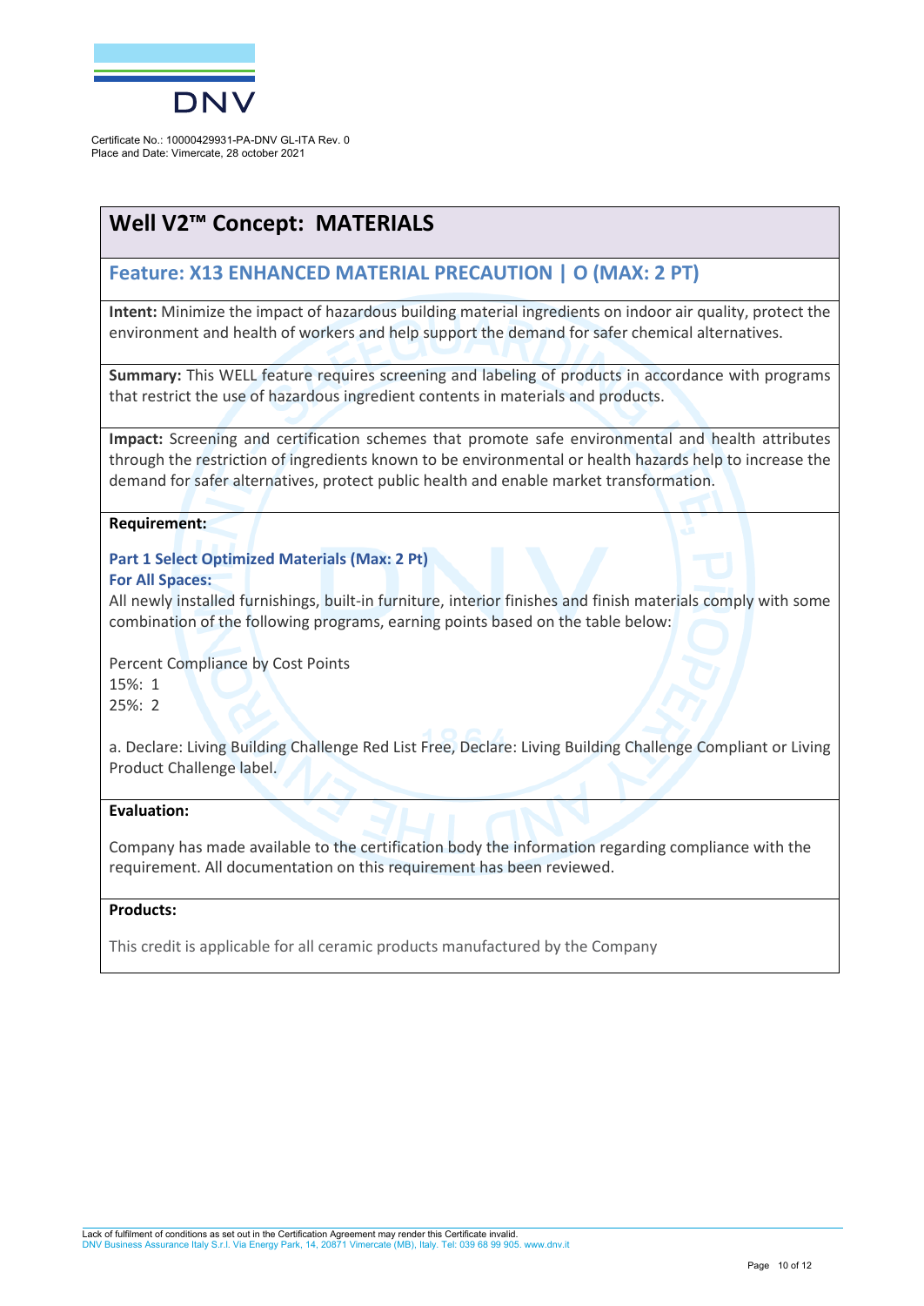Certificate No.: 10000429931-PA-DNV GL-ITA Rev. 0
Place and Date: Vimercate, 28 october 2021

## Well V2™ Concept: MATERIALS

### Feature: X13 ENHANCED MATERIAL PRECAUTION | O (MAX: 2 PT)

**Intent:** Minimize the impact of hazardous building material ingredients on indoor air quality, protect the environment and health of workers and help support the demand for safer chemical alternatives.

**Summary:** This WELL feature requires screening and labeling of products in accordance with programs that restrict the use of hazardous ingredient contents in materials and products.

**Impact:** Screening and certification schemes that promote safe environmental and health attributes through the restriction of ingredients known to be environmental or health hazards help to increase the demand for safer alternatives, protect public health and enable market transformation.

**Requirement:**

**Part 1 Select Optimized Materials (Max: 2 Pt)**
**For All Spaces:**
All newly installed furnishings, built-in furniture, interior finishes and finish materials comply with some combination of the following programs, earning points based on the table below:

Percent Compliance by Cost Points
15%: 1
25%: 2

a. Declare: Living Building Challenge Red List Free, Declare: Living Building Challenge Compliant or Living Product Challenge label.

**Evaluation:**

Company has made available to the certification body the information regarding compliance with the requirement. All documentation on this requirement has been reviewed.

**Products:**

This credit is applicable for all ceramic products manufactured by the Company

Lack of fulfilment of conditions as set out in the Certification Agreement may render this Certificate invalid.
DNV Business Assurance Italy S.r.l. Via Energy Park, 14, 20871 Vimercate (MB), Italy. Tel: 039 68 99 905. www.dnv.it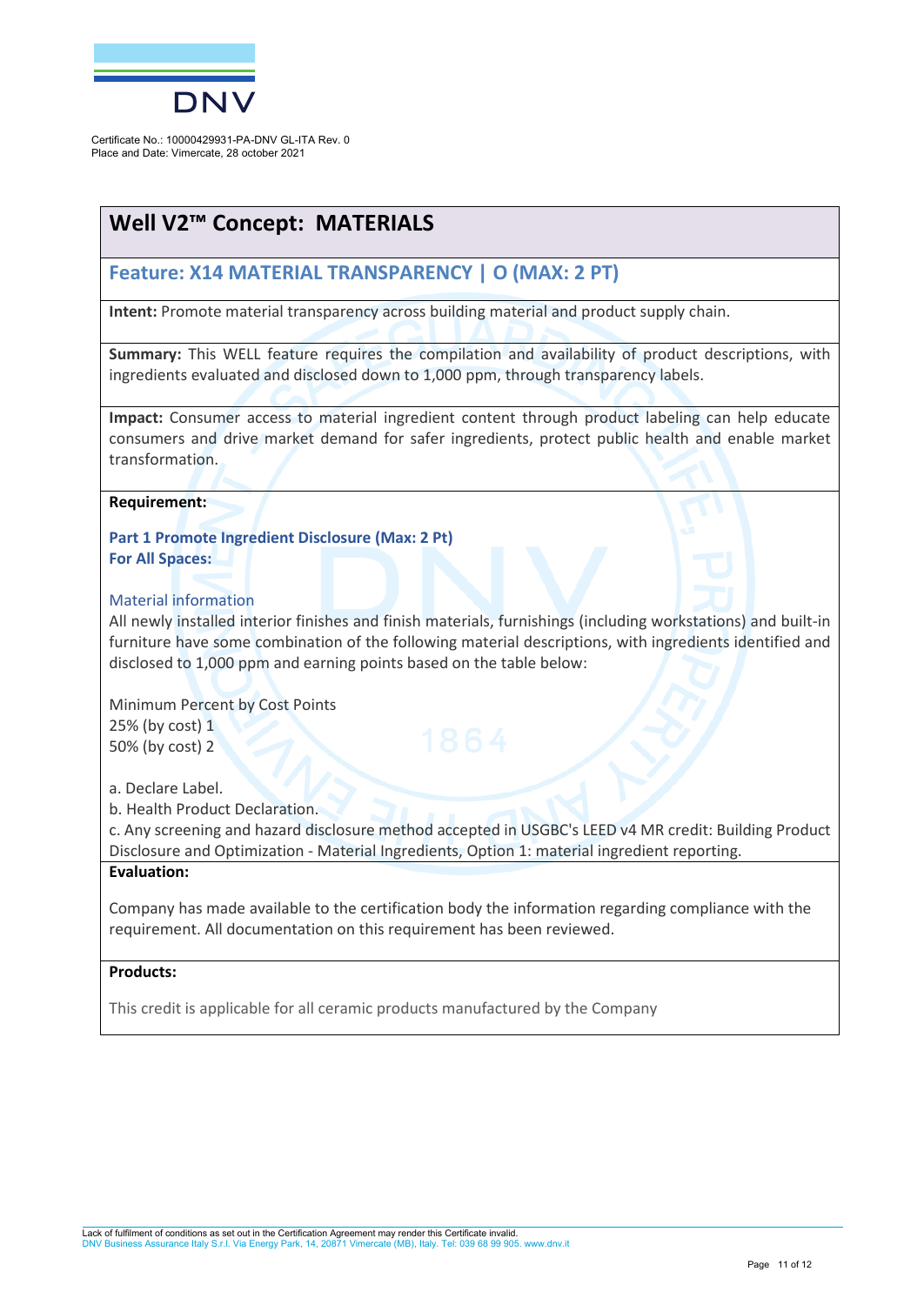Certificate No.: 10000429931-PA-DNV GL-ITA Rev. 0
Place and Date: Vimercate, 28 october 2021

# Well V2™ Concept: MATERIALS

## Feature: X14 MATERIAL TRANSPARENCY | O (MAX: 2 PT)

**Intent:** Promote material transparency across building material and product supply chain.

**Summary:** This WELL feature requires the compilation and availability of product descriptions, with ingredients evaluated and disclosed down to 1,000 ppm, through transparency labels.

**Impact:** Consumer access to material ingredient content through product labeling can help educate consumers and drive market demand for safer ingredients, protect public health and enable market transformation.

**Requirement:**

**Part 1 Promote Ingredient Disclosure (Max: 2 Pt)**
**For All Spaces:**

Material information

All newly installed interior finishes and finish materials, furnishings (including workstations) and built-in furniture have some combination of the following material descriptions, with ingredients identified and disclosed to 1,000 ppm and earning points based on the table below:

| Minimum Percent by Cost | Points |
|---|---|
| 25% (by cost) | 1 |
| 50% (by cost) | 2 |

a. Declare Label.
b. Health Product Declaration.
c. Any screening and hazard disclosure method accepted in USGBC's LEED v4 MR credit: Building Product Disclosure and Optimization - Material Ingredients, Option 1: material ingredient reporting.

**Evaluation:**

Company has made available to the certification body the information regarding compliance with the requirement. All documentation on this requirement has been reviewed.

**Products:**

This credit is applicable for all ceramic products manufactured by the Company

Lack of fulfilment of conditions as set out in the Certification Agreement may render this Certificate invalid.
DNV Business Assurance Italy S.r.l. Via Energy Park, 14, 20871 Vimercate (MB), Italy. Tel: 039 68 99 905. www.dnv.it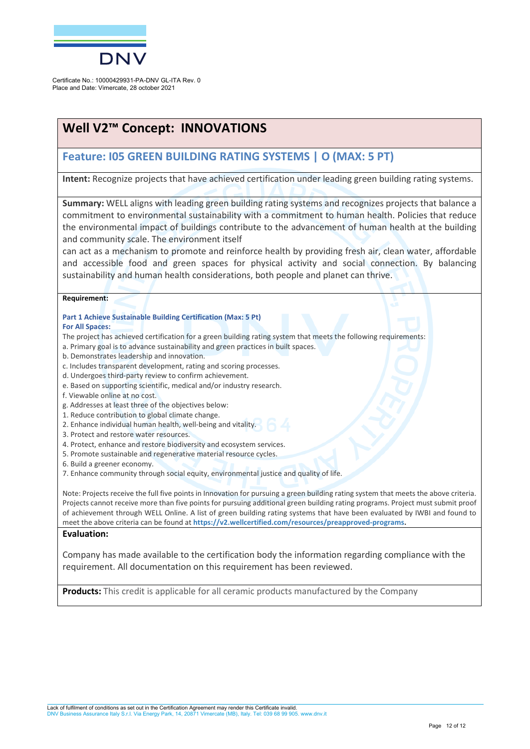Certificate No.: 10000429931-PA-DNV GL-ITA Rev. 0
Place and Date: Vimercate, 28 october 2021

# Well V2™ Concept: INNOVATIONS

## Feature: I05 GREEN BUILDING RATING SYSTEMS | O (MAX: 5 PT)

**Intent:** Recognize projects that have achieved certification under leading green building rating systems.

**Summary:** WELL aligns with leading green building rating systems and recognizes projects that balance a commitment to environmental sustainability with a commitment to human health. Policies that reduce the environmental impact of buildings contribute to the advancement of human health at the building and community scale. The environment itself
can act as a mechanism to promote and reinforce health by providing fresh air, clean water, affordable and accessible food and green spaces for physical activity and social connection. By balancing sustainability and human health considerations, both people and planet can thrive.

**Requirement:**

**Part 1 Achieve Sustainable Building Certification (Max: 5 Pt)**
**For All Spaces:**
The project has achieved certification for a green building rating system that meets the following requirements:
a. Primary goal is to advance sustainability and green practices in built spaces.
b. Demonstrates leadership and innovation.
c. Includes transparent development, rating and scoring processes.
d. Undergoes third-party review to confirm achievement.
e. Based on supporting scientific, medical and/or industry research.
f. Viewable online at no cost.
g. Addresses at least three of the objectives below:
1. Reduce contribution to global climate change.
2. Enhance individual human health, well-being and vitality.
3. Protect and restore water resources.
4. Protect, enhance and restore biodiversity and ecosystem services.
5. Promote sustainable and regenerative material resource cycles.
6. Build a greener economy.
7. Enhance community through social equity, environmental justice and quality of life.

Note: Projects receive the full five points in Innovation for pursuing a green building rating system that meets the above criteria. Projects cannot receive more than five points for pursuing additional green building rating programs. Project must submit proof of achievement through WELL Online. A list of green building rating systems that have been evaluated by IWBI and found to meet the above criteria can be found at **https://v2.wellcertified.com/resources/preapproved-programs.**

**Evaluation:**

Company has made available to the certification body the information regarding compliance with the requirement. All documentation on this requirement has been reviewed.

**Products:** This credit is applicable for all ceramic products manufactured by the Company

Lack of fulfilment of conditions as set out in the Certification Agreement may render this Certificate invalid.
DNV Business Assurance Italy S.r.l. Via Energy Park, 14, 20871 Vimercate (MB), Italy. Tel: 039 68 99 905. www.dnv.it